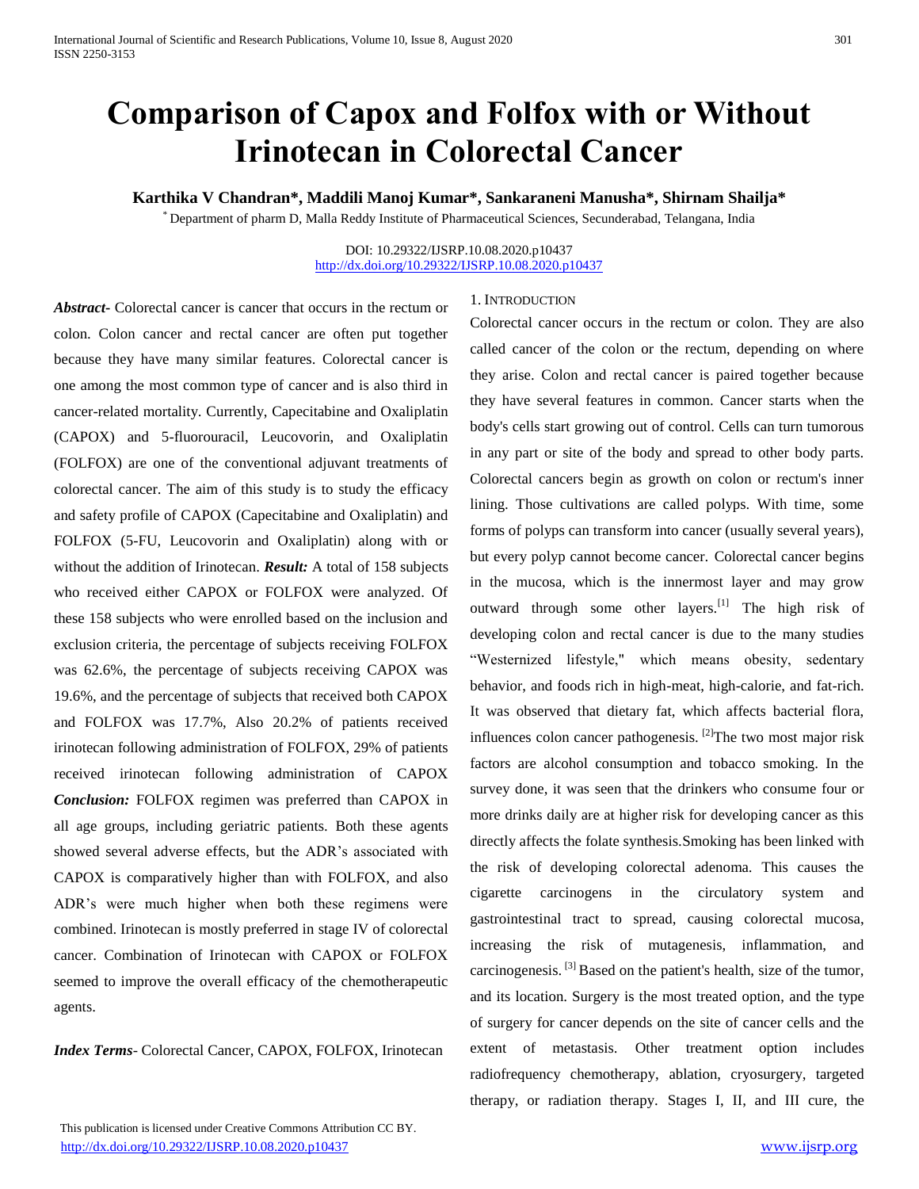# Comparison of Capox and Folfox with or Without Irinotecan in Colorectal Cancer

**Karthika V Chandran\*, Maddili Manoj Kumar\*, Sankaraneni Manusha\*, Shirnam Shailja\***

\* Department of pharm D, Malla Reddy Institute of Pharmaceutical Sciences, Secunderabad, Telangana, India

DOI: 10.29322/IJSRP.10.08.2020.p10437
http://dx.doi.org/10.29322/IJSRP.10.08.2020.p10437

***Abstract***- Colorectal cancer is cancer that occurs in the rectum or colon. Colon cancer and rectal cancer are often put together because they have many similar features. Colorectal cancer is one among the most common type of cancer and is also third in cancer-related mortality. Currently, Capecitabine and Oxaliplatin (CAPOX) and 5-fluorouracil, Leucovorin, and Oxaliplatin (FOLFOX) are one of the conventional adjuvant treatments of colorectal cancer. The aim of this study is to study the efficacy and safety profile of CAPOX (Capecitabine and Oxaliplatin) and FOLFOX (5-FU, Leucovorin and Oxaliplatin) along with or without the addition of Irinotecan. ***Result:*** A total of 158 subjects who received either CAPOX or FOLFOX were analyzed. Of these 158 subjects who were enrolled based on the inclusion and exclusion criteria, the percentage of subjects receiving FOLFOX was 62.6%, the percentage of subjects receiving CAPOX was 19.6%, and the percentage of subjects that received both CAPOX and FOLFOX was 17.7%, Also 20.2% of patients received irinotecan following administration of FOLFOX, 29% of patients received irinotecan following administration of CAPOX ***Conclusion:*** FOLFOX regimen was preferred than CAPOX in all age groups, including geriatric patients. Both these agents showed several adverse effects, but the ADR's associated with CAPOX is comparatively higher than with FOLFOX, and also ADR's were much higher when both these regimens were combined. Irinotecan is mostly preferred in stage IV of colorectal cancer. Combination of Irinotecan with CAPOX or FOLFOX seemed to improve the overall efficacy of the chemotherapeutic agents.

***Index Terms***- Colorectal Cancer, CAPOX, FOLFOX, Irinotecan

## 1. Introduction

Colorectal cancer occurs in the rectum or colon. They are also called cancer of the colon or the rectum, depending on where they arise. Colon and rectal cancer is paired together because they have several features in common. Cancer starts when the body's cells start growing out of control. Cells can turn tumorous in any part or site of the body and spread to other body parts. Colorectal cancers begin as growth on colon or rectum's inner lining. Those cultivations are called polyps. With time, some forms of polyps can transform into cancer (usually several years), but every polyp cannot become cancer. Colorectal cancer begins in the mucosa, which is the innermost layer and may grow outward through some other layers.[1] The high risk of developing colon and rectal cancer is due to the many studies "Westernized lifestyle," which means obesity, sedentary behavior, and foods rich in high-meat, high-calorie, and fat-rich. It was observed that dietary fat, which affects bacterial flora, influences colon cancer pathogenesis. [2]The two most major risk factors are alcohol consumption and tobacco smoking. In the survey done, it was seen that the drinkers who consume four or more drinks daily are at higher risk for developing cancer as this directly affects the folate synthesis.Smoking has been linked with the risk of developing colorectal adenoma. This causes the cigarette carcinogens in the circulatory system and gastrointestinal tract to spread, causing colorectal mucosa, increasing the risk of mutagenesis, inflammation, and carcinogenesis. [3] Based on the patient's health, size of the tumor, and its location. Surgery is the most treated option, and the type of surgery for cancer depends on the site of cancer cells and the extent of metastasis. Other treatment option includes radiofrequency chemotherapy, ablation, cryosurgery, targeted therapy, or radiation therapy. Stages I, II, and III cure, the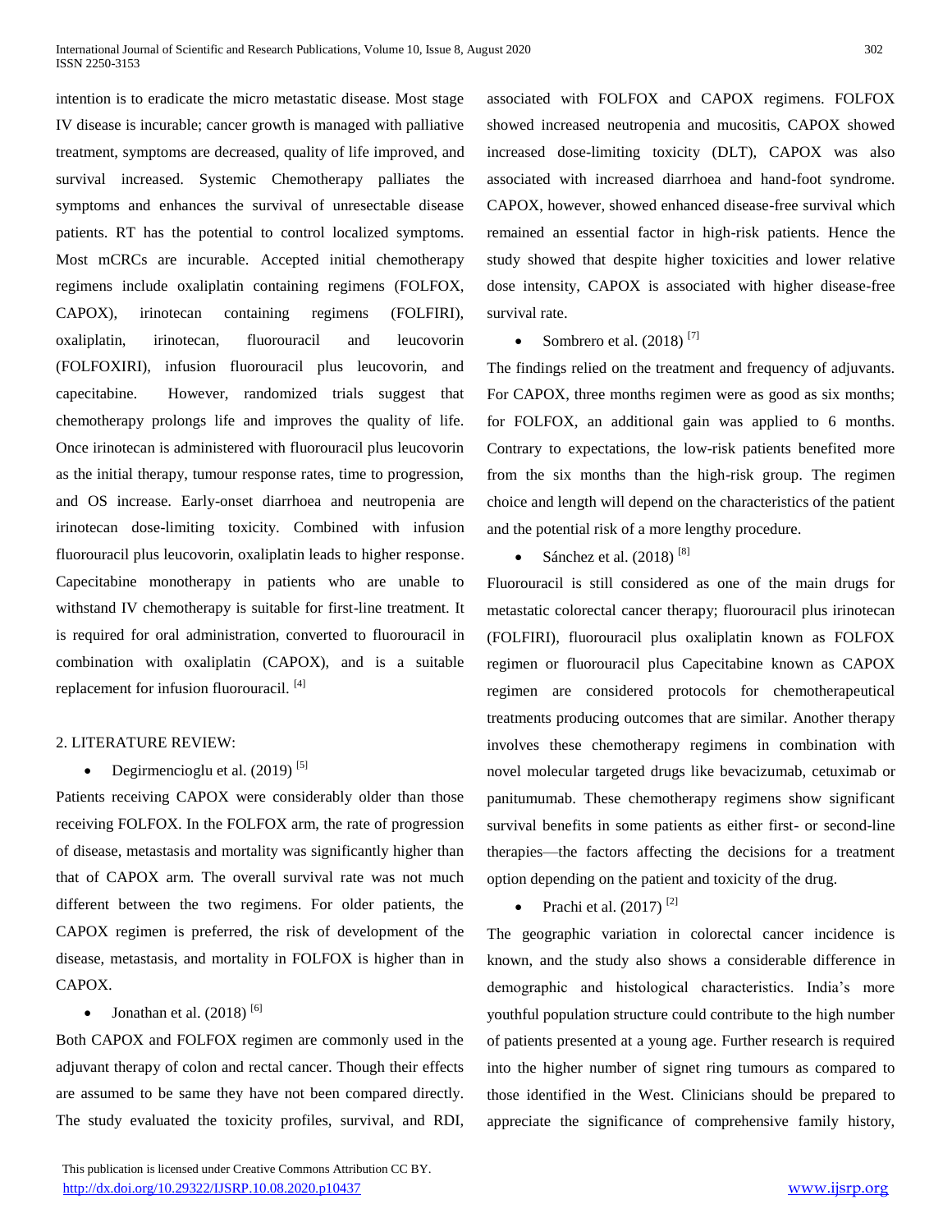intention is to eradicate the micro metastatic disease. Most stage IV disease is incurable; cancer growth is managed with palliative treatment, symptoms are decreased, quality of life improved, and survival increased. Systemic Chemotherapy palliates the symptoms and enhances the survival of unresectable disease patients. RT has the potential to control localized symptoms. Most mCRCs are incurable. Accepted initial chemotherapy regimens include oxaliplatin containing regimens (FOLFOX, CAPOX), irinotecan containing regimens (FOLFIRI), oxaliplatin, irinotecan, fluorouracil and leucovorin (FOLFOXIRI), infusion fluorouracil plus leucovorin, and capecitabine. However, randomized trials suggest that chemotherapy prolongs life and improves the quality of life. Once irinotecan is administered with fluorouracil plus leucovorin as the initial therapy, tumour response rates, time to progression, and OS increase. Early-onset diarrhoea and neutropenia are irinotecan dose-limiting toxicity. Combined with infusion fluorouracil plus leucovorin, oxaliplatin leads to higher response. Capecitabine monotherapy in patients who are unable to withstand IV chemotherapy is suitable for first-line treatment. It is required for oral administration, converted to fluorouracil in combination with oxaliplatin (CAPOX), and is a suitable replacement for infusion fluorouracil. [4]

## 2. LITERATURE REVIEW:

- Degirmencioglu et al. (2019) [5]

Patients receiving CAPOX were considerably older than those receiving FOLFOX. In the FOLFOX arm, the rate of progression of disease, metastasis and mortality was significantly higher than that of CAPOX arm. The overall survival rate was not much different between the two regimens. For older patients, the CAPOX regimen is preferred, the risk of development of the disease, metastasis, and mortality in FOLFOX is higher than in CAPOX.

- Jonathan et al. (2018) [6]

Both CAPOX and FOLFOX regimen are commonly used in the adjuvant therapy of colon and rectal cancer. Though their effects are assumed to be same they have not been compared directly. The study evaluated the toxicity profiles, survival, and RDI, associated with FOLFOX and CAPOX regimens. FOLFOX showed increased neutropenia and mucositis, CAPOX showed increased dose-limiting toxicity (DLT), CAPOX was also associated with increased diarrhoea and hand-foot syndrome. CAPOX, however, showed enhanced disease-free survival which remained an essential factor in high-risk patients. Hence the study showed that despite higher toxicities and lower relative dose intensity, CAPOX is associated with higher disease-free survival rate.

- Sombrero et al. (2018) [7]

The findings relied on the treatment and frequency of adjuvants. For CAPOX, three months regimen were as good as six months; for FOLFOX, an additional gain was applied to 6 months. Contrary to expectations, the low-risk patients benefited more from the six months than the high-risk group. The regimen choice and length will depend on the characteristics of the patient and the potential risk of a more lengthy procedure.

- Sánchez et al. (2018) [8]

Fluorouracil is still considered as one of the main drugs for metastatic colorectal cancer therapy; fluorouracil plus irinotecan (FOLFIRI), fluorouracil plus oxaliplatin known as FOLFOX regimen or fluorouracil plus Capecitabine known as CAPOX regimen are considered protocols for chemotherapeutical treatments producing outcomes that are similar. Another therapy involves these chemotherapy regimens in combination with novel molecular targeted drugs like bevacizumab, cetuximab or panitumumab. These chemotherapy regimens show significant survival benefits in some patients as either first- or second-line therapies—the factors affecting the decisions for a treatment option depending on the patient and toxicity of the drug.

- Prachi et al. (2017) [2]

The geographic variation in colorectal cancer incidence is known, and the study also shows a considerable difference in demographic and histological characteristics. India's more youthful population structure could contribute to the high number of patients presented at a young age. Further research is required into the higher number of signet ring tumours as compared to those identified in the West. Clinicians should be prepared to appreciate the significance of comprehensive family history,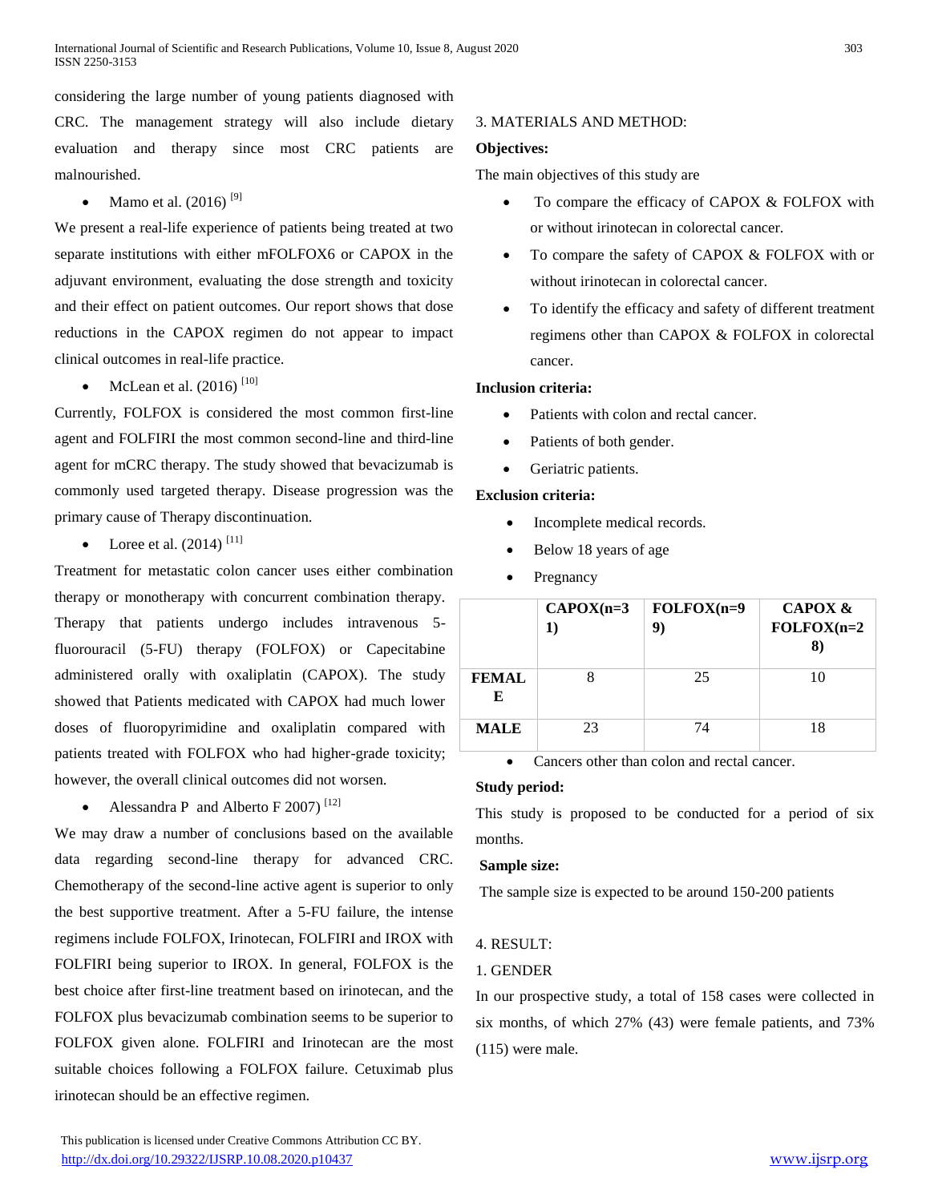considering the large number of young patients diagnosed with CRC. The management strategy will also include dietary evaluation and therapy since most CRC patients are malnourished.

- Mamo et al. (2016) [9]

We present a real-life experience of patients being treated at two separate institutions with either mFOLFOX6 or CAPOX in the adjuvant environment, evaluating the dose strength and toxicity and their effect on patient outcomes. Our report shows that dose reductions in the CAPOX regimen do not appear to impact clinical outcomes in real-life practice.

- McLean et al. (2016) [10]

Currently, FOLFOX is considered the most common first-line agent and FOLFIRI the most common second-line and third-line agent for mCRC therapy. The study showed that bevacizumab is commonly used targeted therapy. Disease progression was the primary cause of Therapy discontinuation.

- Loree et al. (2014) [11]

Treatment for metastatic colon cancer uses either combination therapy or monotherapy with concurrent combination therapy. Therapy that patients undergo includes intravenous 5-fluorouracil (5-FU) therapy (FOLFOX) or Capecitabine administered orally with oxaliplatin (CAPOX). The study showed that Patients medicated with CAPOX had much lower doses of fluoropyrimidine and oxaliplatin compared with patients treated with FOLFOX who had higher-grade toxicity; however, the overall clinical outcomes did not worsen.

- Alessandra P and Alberto F 2007) [12]

We may draw a number of conclusions based on the available data regarding second-line therapy for advanced CRC. Chemotherapy of the second-line active agent is superior to only the best supportive treatment. After a 5-FU failure, the intense regimens include FOLFOX, Irinotecan, FOLFIRI and IROX with FOLFIRI being superior to IROX. In general, FOLFOX is the best choice after first-line treatment based on irinotecan, and the FOLFOX plus bevacizumab combination seems to be superior to FOLFOX given alone. FOLFIRI and Irinotecan are the most suitable choices following a FOLFOX failure. Cetuximab plus irinotecan should be an effective regimen.

## 3. MATERIALS AND METHOD:

**Objectives:**

The main objectives of this study are

- To compare the efficacy of CAPOX & FOLFOX with or without irinotecan in colorectal cancer.
- To compare the safety of CAPOX & FOLFOX with or without irinotecan in colorectal cancer.
- To identify the efficacy and safety of different treatment regimens other than CAPOX & FOLFOX in colorectal cancer.

**Inclusion criteria:**

- Patients with colon and rectal cancer.
- Patients of both gender.
- Geriatric patients.

**Exclusion criteria:**

- Incomplete medical records.
- Below 18 years of age
- Pregnancy
- Cancers other than colon and rectal cancer.

**Study period:**

This study is proposed to be conducted for a period of six months.

**Sample size:**

The sample size is expected to be around 150-200 patients

## 4. RESULT:

### 1. GENDER

In our prospective study, a total of 158 cases were collected in six months, of which 27% (43) were female patients, and 73% (115) were male.

| | CAPOX(n=31) | FOLFOX(n=99) | CAPOX & FOLFOX(n=28) |
|---|---|---|---|
| **FEMALE** | 8 | 25 | 10 |
| **MALE** | 23 | 74 | 18 |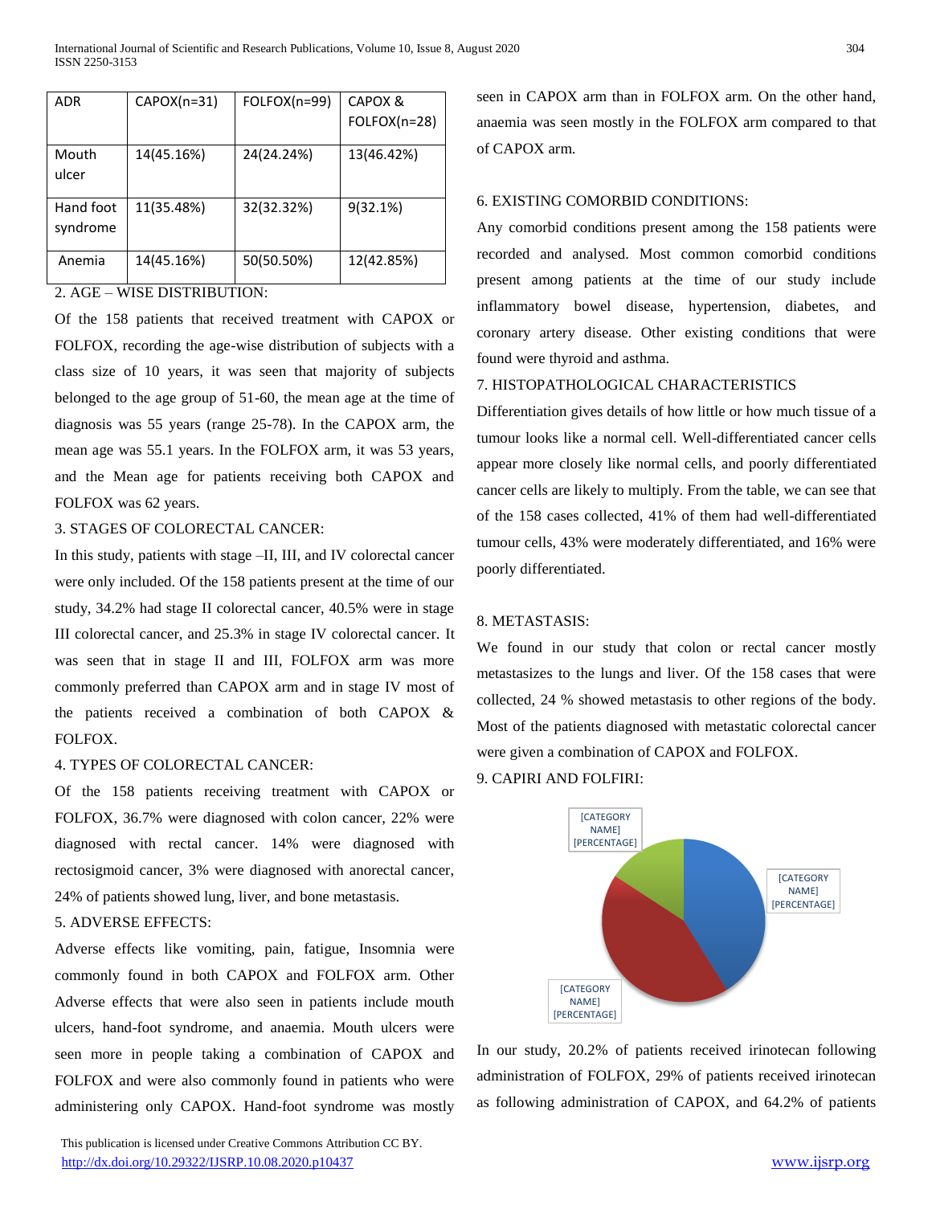| ADR | CAPOX(n=31) | FOLFOX(n=99) | CAPOX & FOLFOX(n=28) |
|---|---|---|---|
| Mouth ulcer | 14(45.16%) | 24(24.24%) | 13(46.42%) |
| Hand foot syndrome | 11(35.48%) | 32(32.32%) | 9(32.1%) |
| Anemia | 14(45.16%) | 50(50.50%) | 12(42.85%) |

2. AGE – WISE DISTRIBUTION:

Of the 158 patients that received treatment with CAPOX or FOLFOX, recording the age-wise distribution of subjects with a class size of 10 years, it was seen that majority of subjects belonged to the age group of 51-60, the mean age at the time of diagnosis was 55 years (range 25-78). In the CAPOX arm, the mean age was 55.1 years. In the FOLFOX arm, it was 53 years, and the Mean age for patients receiving both CAPOX and FOLFOX was 62 years.

3. STAGES OF COLORECTAL CANCER:

In this study, patients with stage –II, III, and IV colorectal cancer were only included. Of the 158 patients present at the time of our study, 34.2% had stage II colorectal cancer, 40.5% were in stage III colorectal cancer, and 25.3% in stage IV colorectal cancer. It was seen that in stage II and III, FOLFOX arm was more commonly preferred than CAPOX arm and in stage IV most of the patients received a combination of both CAPOX & FOLFOX.

4. TYPES OF COLORECTAL CANCER:

Of the 158 patients receiving treatment with CAPOX or FOLFOX, 36.7% were diagnosed with colon cancer, 22% were diagnosed with rectal cancer. 14% were diagnosed with rectosigmoid cancer, 3% were diagnosed with anorectal cancer, 24% of patients showed lung, liver, and bone metastasis.

5. ADVERSE EFFECTS:

Adverse effects like vomiting, pain, fatigue, Insomnia were commonly found in both CAPOX and FOLFOX arm. Other Adverse effects that were also seen in patients include mouth ulcers, hand-foot syndrome, and anaemia. Mouth ulcers were seen more in people taking a combination of CAPOX and FOLFOX and were also commonly found in patients who were administering only CAPOX. Hand-foot syndrome was mostly seen in CAPOX arm than in FOLFOX arm. On the other hand, anaemia was seen mostly in the FOLFOX arm compared to that of CAPOX arm.

6. EXISTING COMORBID CONDITIONS:

Any comorbid conditions present among the 158 patients were recorded and analysed. Most common comorbid conditions present among patients at the time of our study include inflammatory bowel disease, hypertension, diabetes, and coronary artery disease. Other existing conditions that were found were thyroid and asthma.

7. HISTOPATHOLOGICAL CHARACTERISTICS

Differentiation gives details of how little or how much tissue of a tumour looks like a normal cell. Well-differentiated cancer cells appear more closely like normal cells, and poorly differentiated cancer cells are likely to multiply. From the table, we can see that of the 158 cases collected, 41% of them had well-differentiated tumour cells, 43% were moderately differentiated, and 16% were poorly differentiated.

8. METASTASIS:

We found in our study that colon or rectal cancer mostly metastasizes to the lungs and liver. Of the 158 cases that were collected, 24 % showed metastasis to other regions of the body. Most of the patients diagnosed with metastatic colorectal cancer were given a combination of CAPOX and FOLFOX.

9. CAPIRI AND FOLFIRI:

[CATEGORY NAME] [PERCENTAGE]
[CATEGORY NAME] [PERCENTAGE]
[CATEGORY NAME] [PERCENTAGE]

In our study, 20.2% of patients received irinotecan following administration of FOLFOX, 29% of patients received irinotecan as following administration of CAPOX, and 64.2% of patients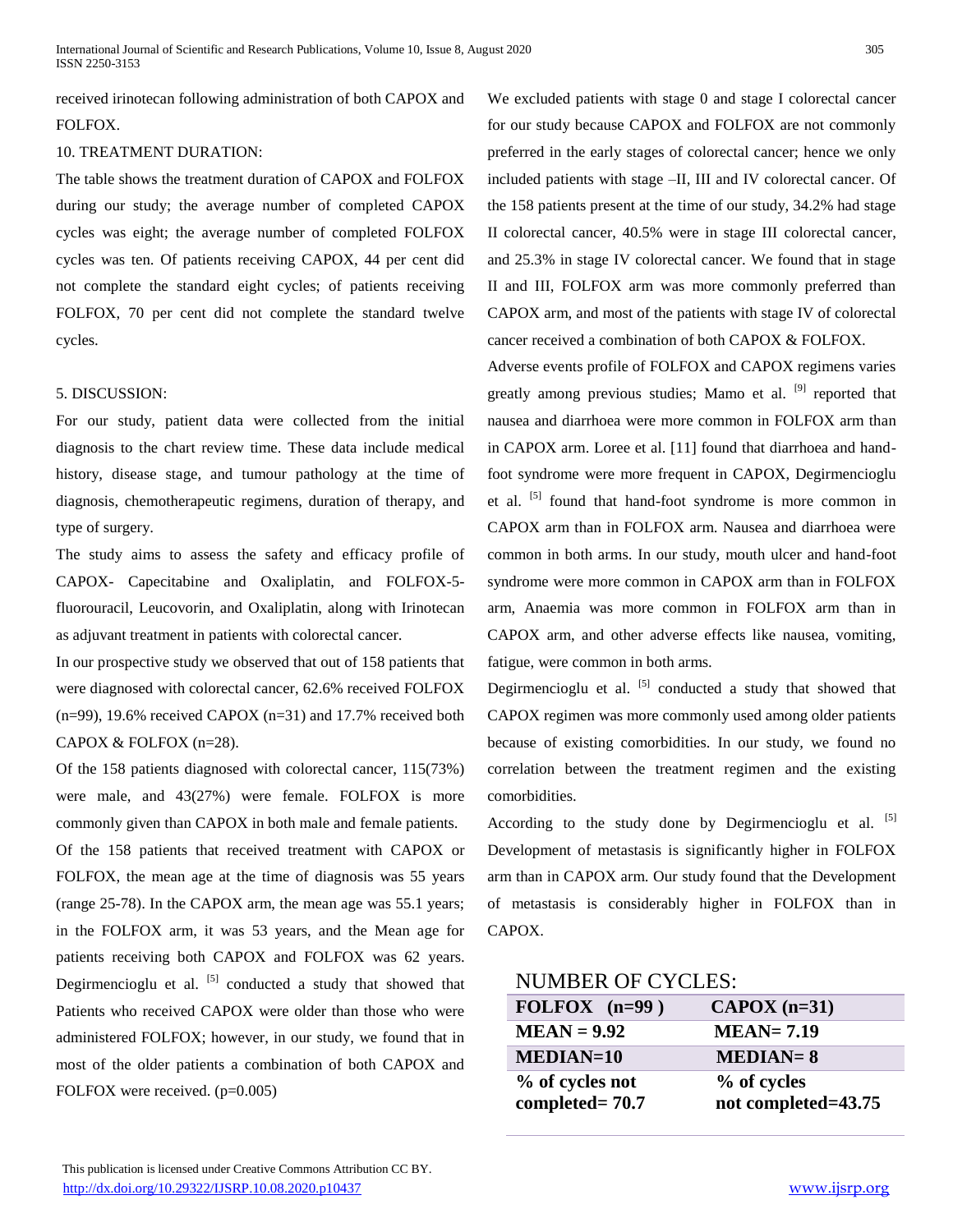received irinotecan following administration of both CAPOX and FOLFOX.

10. TREATMENT DURATION:

The table shows the treatment duration of CAPOX and FOLFOX during our study; the average number of completed CAPOX cycles was eight; the average number of completed FOLFOX cycles was ten. Of patients receiving CAPOX, 44 per cent did not complete the standard eight cycles; of patients receiving FOLFOX, 70 per cent did not complete the standard twelve cycles.

## 5. DISCUSSION:

For our study, patient data were collected from the initial diagnosis to the chart review time. These data include medical history, disease stage, and tumour pathology at the time of diagnosis, chemotherapeutic regimens, duration of therapy, and type of surgery.

The study aims to assess the safety and efficacy profile of CAPOX- Capecitabine and Oxaliplatin, and FOLFOX-5-fluorouracil, Leucovorin, and Oxaliplatin, along with Irinotecan as adjuvant treatment in patients with colorectal cancer.

In our prospective study we observed that out of 158 patients that were diagnosed with colorectal cancer, 62.6% received FOLFOX (n=99), 19.6% received CAPOX (n=31) and 17.7% received both CAPOX & FOLFOX (n=28).

Of the 158 patients diagnosed with colorectal cancer, 115(73%) were male, and 43(27%) were female. FOLFOX is more commonly given than CAPOX in both male and female patients.

Of the 158 patients that received treatment with CAPOX or FOLFOX, the mean age at the time of diagnosis was 55 years (range 25-78). In the CAPOX arm, the mean age was 55.1 years; in the FOLFOX arm, it was 53 years, and the Mean age for patients receiving both CAPOX and FOLFOX was 62 years. Degirmencioglu et al. [5] conducted a study that showed that Patients who received CAPOX were older than those who were administered FOLFOX; however, in our study, we found that in most of the older patients a combination of both CAPOX and FOLFOX were received. (p=0.005)

We excluded patients with stage 0 and stage I colorectal cancer for our study because CAPOX and FOLFOX are not commonly preferred in the early stages of colorectal cancer; hence we only included patients with stage –II, III and IV colorectal cancer. Of the 158 patients present at the time of our study, 34.2% had stage II colorectal cancer, 40.5% were in stage III colorectal cancer, and 25.3% in stage IV colorectal cancer. We found that in stage II and III, FOLFOX arm was more commonly preferred than CAPOX arm, and most of the patients with stage IV of colorectal cancer received a combination of both CAPOX & FOLFOX.

Adverse events profile of FOLFOX and CAPOX regimens varies greatly among previous studies; Mamo et al. [9] reported that nausea and diarrhoea were more common in FOLFOX arm than in CAPOX arm. Loree et al. [11] found that diarrhoea and hand-foot syndrome were more frequent in CAPOX, Degirmencioglu et al. [5] found that hand-foot syndrome is more common in CAPOX arm than in FOLFOX arm. Nausea and diarrhoea were common in both arms. In our study, mouth ulcer and hand-foot syndrome were more common in CAPOX arm than in FOLFOX arm, Anaemia was more common in FOLFOX arm than in CAPOX arm, and other adverse effects like nausea, vomiting, fatigue, were common in both arms.

Degirmencioglu et al. [5] conducted a study that showed that CAPOX regimen was more commonly used among older patients because of existing comorbidities. In our study, we found no correlation between the treatment regimen and the existing comorbidities.

According to the study done by Degirmencioglu et al. [5] Development of metastasis is significantly higher in FOLFOX arm than in CAPOX arm. Our study found that the Development of metastasis is considerably higher in FOLFOX than in CAPOX.

NUMBER OF CYCLES:

| FOLFOX (n=99) | CAPOX (n=31) |
|---|---|
| **MEAN = 9.92** | **MEAN= 7.19** |
| **MEDIAN=10** | **MEDIAN= 8** |
| **% of cycles not completed= 70.7** | **% of cycles not completed=43.75** |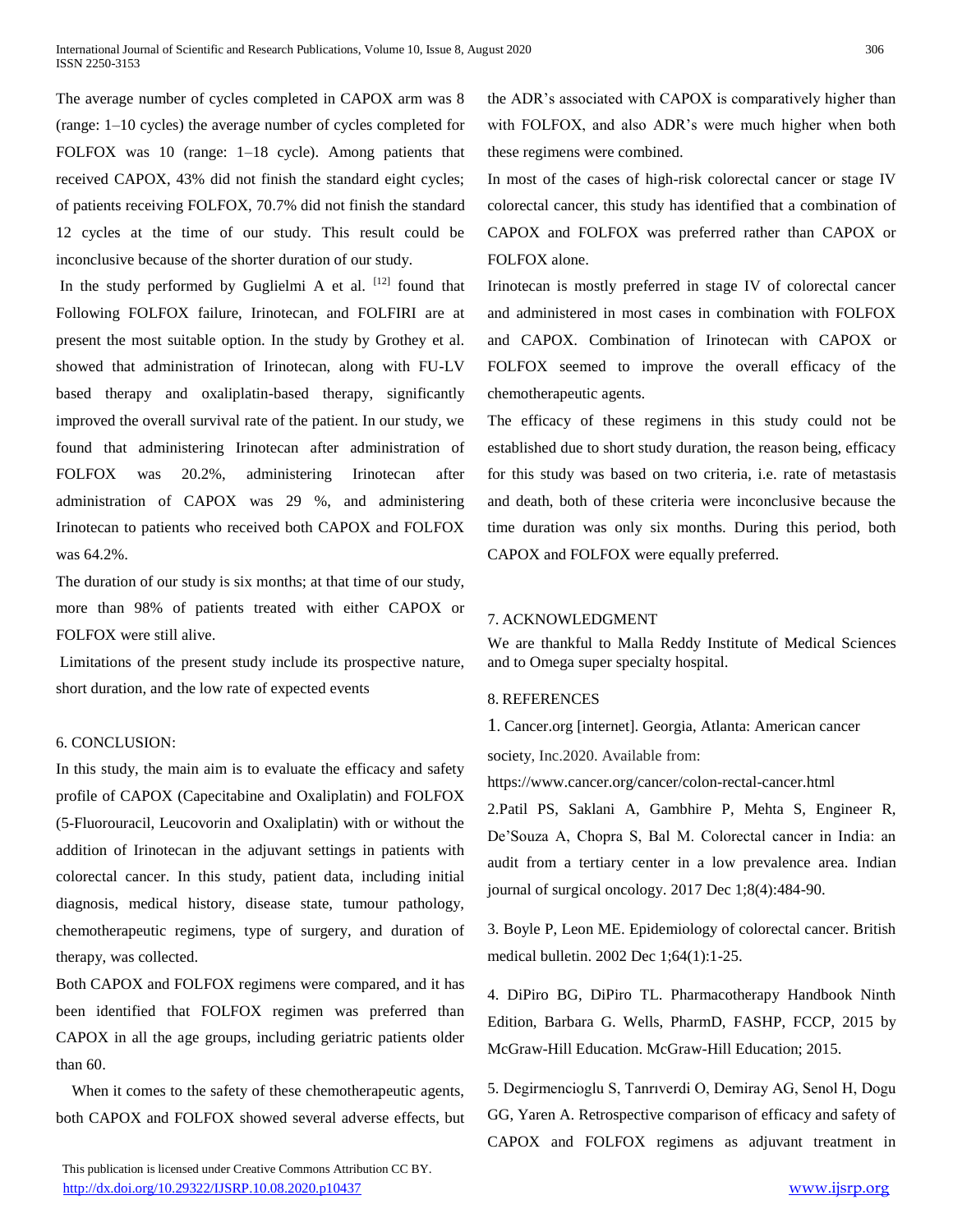The average number of cycles completed in CAPOX arm was 8 (range: 1–10 cycles) the average number of cycles completed for FOLFOX was 10 (range: 1–18 cycle). Among patients that received CAPOX, 43% did not finish the standard eight cycles; of patients receiving FOLFOX, 70.7% did not finish the standard 12 cycles at the time of our study. This result could be inconclusive because of the shorter duration of our study.

In the study performed by Guglielmi A et al. [12] found that Following FOLFOX failure, Irinotecan, and FOLFIRI are at present the most suitable option. In the study by Grothey et al. showed that administration of Irinotecan, along with FU-LV based therapy and oxaliplatin-based therapy, significantly improved the overall survival rate of the patient. In our study, we found that administering Irinotecan after administration of FOLFOX was 20.2%, administering Irinotecan after administration of CAPOX was 29 %, and administering Irinotecan to patients who received both CAPOX and FOLFOX was 64.2%.

The duration of our study is six months; at that time of our study, more than 98% of patients treated with either CAPOX or FOLFOX were still alive.

Limitations of the present study include its prospective nature, short duration, and the low rate of expected events

## 6. CONCLUSION:

In this study, the main aim is to evaluate the efficacy and safety profile of CAPOX (Capecitabine and Oxaliplatin) and FOLFOX (5-Fluorouracil, Leucovorin and Oxaliplatin) with or without the addition of Irinotecan in the adjuvant settings in patients with colorectal cancer. In this study, patient data, including initial diagnosis, medical history, disease state, tumour pathology, chemotherapeutic regimens, type of surgery, and duration of therapy, was collected.

Both CAPOX and FOLFOX regimens were compared, and it has been identified that FOLFOX regimen was preferred than CAPOX in all the age groups, including geriatric patients older than 60.

When it comes to the safety of these chemotherapeutic agents, both CAPOX and FOLFOX showed several adverse effects, but the ADR's associated with CAPOX is comparatively higher than with FOLFOX, and also ADR's were much higher when both these regimens were combined.

In most of the cases of high-risk colorectal cancer or stage IV colorectal cancer, this study has identified that a combination of CAPOX and FOLFOX was preferred rather than CAPOX or FOLFOX alone.

Irinotecan is mostly preferred in stage IV of colorectal cancer and administered in most cases in combination with FOLFOX and CAPOX. Combination of Irinotecan with CAPOX or FOLFOX seemed to improve the overall efficacy of the chemotherapeutic agents.

The efficacy of these regimens in this study could not be established due to short study duration, the reason being, efficacy for this study was based on two criteria, i.e. rate of metastasis and death, both of these criteria were inconclusive because the time duration was only six months. During this period, both CAPOX and FOLFOX were equally preferred.

## 7. ACKNOWLEDGMENT

We are thankful to Malla Reddy Institute of Medical Sciences and to Omega super specialty hospital.

## 8. REFERENCES

1. Cancer.org [internet]. Georgia, Atlanta: American cancer society, Inc.2020. Available from: https://www.cancer.org/cancer/colon-rectal-cancer.html

2.Patil PS, Saklani A, Gambhire P, Mehta S, Engineer R, De'Souza A, Chopra S, Bal M. Colorectal cancer in India: an audit from a tertiary center in a low prevalence area. Indian journal of surgical oncology. 2017 Dec 1;8(4):484-90.

3. Boyle P, Leon ME. Epidemiology of colorectal cancer. British medical bulletin. 2002 Dec 1;64(1):1-25.

4. DiPiro BG, DiPiro TL. Pharmacotherapy Handbook Ninth Edition, Barbara G. Wells, PharmD, FASHP, FCCP, 2015 by McGraw-Hill Education. McGraw-Hill Education; 2015.

5. Degirmencioglu S, Tanrıverdi O, Demiray AG, Senol H, Dogu GG, Yaren A. Retrospective comparison of efficacy and safety of CAPOX and FOLFOX regimens as adjuvant treatment in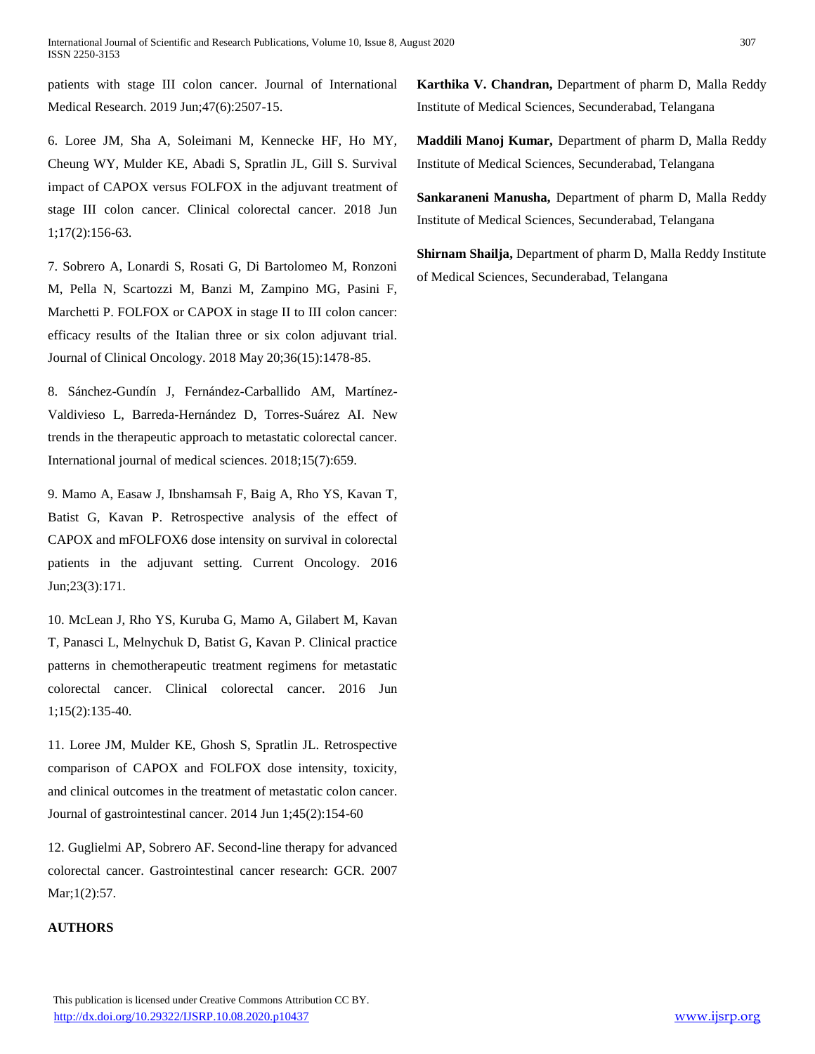patients with stage III colon cancer. Journal of International Medical Research. 2019 Jun;47(6):2507-15.

6. Loree JM, Sha A, Soleimani M, Kennecke HF, Ho MY, Cheung WY, Mulder KE, Abadi S, Spratlin JL, Gill S. Survival impact of CAPOX versus FOLFOX in the adjuvant treatment of stage III colon cancer. Clinical colorectal cancer. 2018 Jun 1;17(2):156-63.

7. Sobrero A, Lonardi S, Rosati G, Di Bartolomeo M, Ronzoni M, Pella N, Scartozzi M, Banzi M, Zampino MG, Pasini F, Marchetti P. FOLFOX or CAPOX in stage II to III colon cancer: efficacy results of the Italian three or six colon adjuvant trial. Journal of Clinical Oncology. 2018 May 20;36(15):1478-85.

8. Sánchez-Gundín J, Fernández-Carballido AM, Martínez-Valdivieso L, Barreda-Hernández D, Torres-Suárez AI. New trends in the therapeutic approach to metastatic colorectal cancer. International journal of medical sciences. 2018;15(7):659.

9. Mamo A, Easaw J, Ibnshamsah F, Baig A, Rho YS, Kavan T, Batist G, Kavan P. Retrospective analysis of the effect of CAPOX and mFOLFOX6 dose intensity on survival in colorectal patients in the adjuvant setting. Current Oncology. 2016 Jun;23(3):171.

10. McLean J, Rho YS, Kuruba G, Mamo A, Gilabert M, Kavan T, Panasci L, Melnychuk D, Batist G, Kavan P. Clinical practice patterns in chemotherapeutic treatment regimens for metastatic colorectal cancer. Clinical colorectal cancer. 2016 Jun 1;15(2):135-40.

11. Loree JM, Mulder KE, Ghosh S, Spratlin JL. Retrospective comparison of CAPOX and FOLFOX dose intensity, toxicity, and clinical outcomes in the treatment of metastatic colon cancer. Journal of gastrointestinal cancer. 2014 Jun 1;45(2):154-60

12. Guglielmi AP, Sobrero AF. Second-line therapy for advanced colorectal cancer. Gastrointestinal cancer research: GCR. 2007 Mar;1(2):57.

## AUTHORS

**Karthika V. Chandran,** Department of pharm D, Malla Reddy Institute of Medical Sciences, Secunderabad, Telangana

**Maddili Manoj Kumar,** Department of pharm D, Malla Reddy Institute of Medical Sciences, Secunderabad, Telangana

**Sankaraneni Manusha,** Department of pharm D, Malla Reddy Institute of Medical Sciences, Secunderabad, Telangana

**Shirnam Shailja,** Department of pharm D, Malla Reddy Institute of Medical Sciences, Secunderabad, Telangana